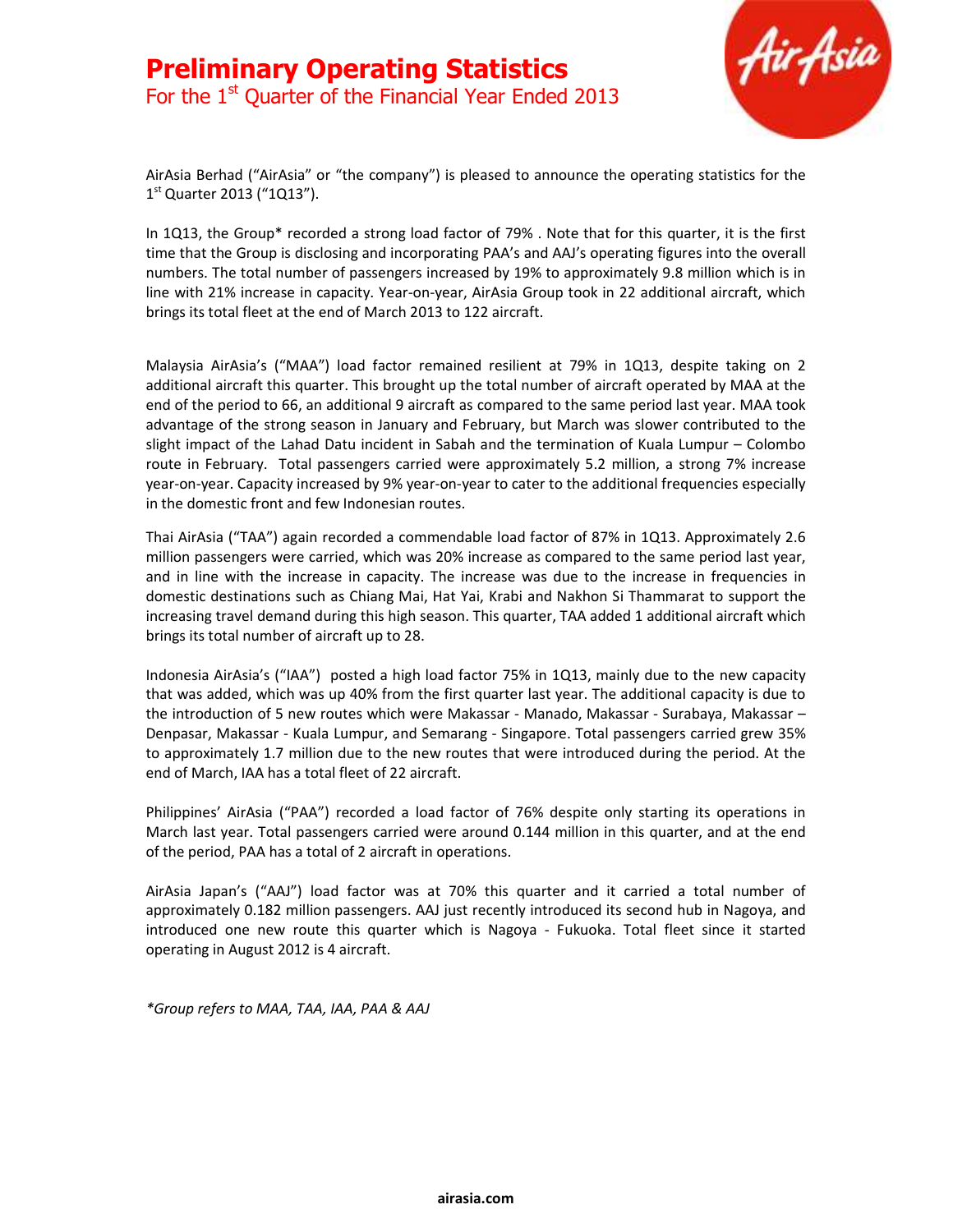# Preliminary Operating Statistics

## For the 1st Quarter of the Financial Year Ended 2013

AirAsia Berhad ("AirAsia" or "the company") is pleased to announce the operating statistics for the 1st Quarter 2013 ("1Q13").

In 1Q13, the Group* recorded a strong load factor of 79% . Note that for this quarter, it is the first time that the Group is disclosing and incorporating PAA's and AAJ's operating figures into the overall numbers. The total number of passengers increased by 19% to approximately 9.8 million which is in line with 21% increase in capacity. Year-on-year, AirAsia Group took in 22 additional aircraft, which brings its total fleet at the end of March 2013 to 122 aircraft.

Malaysia AirAsia's ("MAA") load factor remained resilient at 79% in 1Q13, despite taking on 2 additional aircraft this quarter. This brought up the total number of aircraft operated by MAA at the end of the period to 66, an additional 9 aircraft as compared to the same period last year. MAA took advantage of the strong season in January and February, but March was slower contributed to the slight impact of the Lahad Datu incident in Sabah and the termination of Kuala Lumpur – Colombo route in February. Total passengers carried were approximately 5.2 million, a strong 7% increase year-on-year. Capacity increased by 9% year-on-year to cater to the additional frequencies especially in the domestic front and few Indonesian routes.

Thai AirAsia ("TAA") again recorded a commendable load factor of 87% in 1Q13. Approximately 2.6 million passengers were carried, which was 20% increase as compared to the same period last year, and in line with the increase in capacity. The increase was due to the increase in frequencies in domestic destinations such as Chiang Mai, Hat Yai, Krabi and Nakhon Si Thammarat to support the increasing travel demand during this high season. This quarter, TAA added 1 additional aircraft which brings its total number of aircraft up to 28.

Indonesia AirAsia's ("IAA") posted a high load factor 75% in 1Q13, mainly due to the new capacity that was added, which was up 40% from the first quarter last year. The additional capacity is due to the introduction of 5 new routes which were Makassar - Manado, Makassar - Surabaya, Makassar – Denpasar, Makassar - Kuala Lumpur, and Semarang - Singapore. Total passengers carried grew 35% to approximately 1.7 million due to the new routes that were introduced during the period. At the end of March, IAA has a total fleet of 22 aircraft.

Philippines' AirAsia ("PAA") recorded a load factor of 76% despite only starting its operations in March last year. Total passengers carried were around 0.144 million in this quarter, and at the end of the period, PAA has a total of 2 aircraft in operations.

AirAsia Japan's ("AAJ") load factor was at 70% this quarter and it carried a total number of approximately 0.182 million passengers. AAJ just recently introduced its second hub in Nagoya, and introduced one new route this quarter which is Nagoya - Fukuoka. Total fleet since it started operating in August 2012 is 4 aircraft.

*\*Group refers to MAA, TAA, IAA, PAA & AAJ*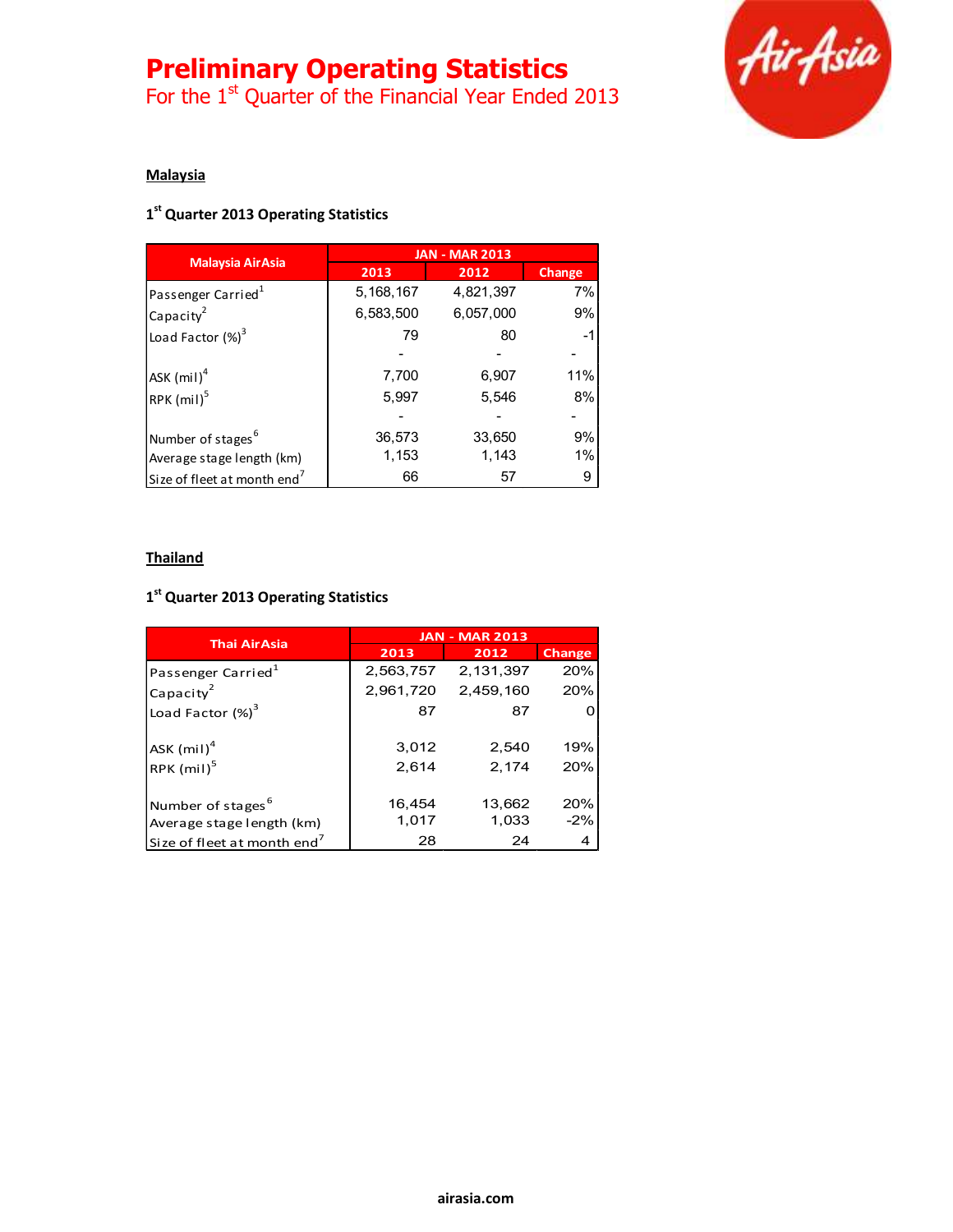# Preliminary Operating Statistics

For the 1st Quarter of the Financial Year Ended 2013

## Malaysia

### 1st Quarter 2013 Operating Statistics

| Malaysia AirAsia | JAN - MAR 2013 | | |
|---|---|---|---|
| | 2013 | 2012 | Change |
| Passenger Carried[1] | 5,168,167 | 4,821,397 | 7% |
| Capacity[2] | 6,583,500 | 6,057,000 | 9% |
| Load Factor (%)[3] | 79 | 80 | -1 |
| | - | - | - |
| ASK (mil)[4] | 7,700 | 6,907 | 11% |
| RPK (mil)[5] | 5,997 | 5,546 | 8% |
| | - | - | - |
| Number of stages[6] | 36,573 | 33,650 | 9% |
| Average stage length (km) | 1,153 | 1,143 | 1% |
| Size of fleet at month end[7] | 66 | 57 | 9 |

## Thailand

### 1st Quarter 2013 Operating Statistics

| Thai AirAsia | JAN - MAR 2013 | | |
|---|---|---|---|
| | 2013 | 2012 | Change |
| Passenger Carried[1] | 2,563,757 | 2,131,397 | 20% |
| Capacity[2] | 2,961,720 | 2,459,160 | 20% |
| Load Factor (%)[3] | 87 | 87 | 0 |
| | | | |
| ASK (mil)[4] | 3,012 | 2,540 | 19% |
| RPK (mil)[5] | 2,614 | 2,174 | 20% |
| | | | |
| Number of stages[6] | 16,454 | 13,662 | 20% |
| Average stage length (km) | 1,017 | 1,033 | -2% |
| Size of fleet at month end[7] | 28 | 24 | 4 |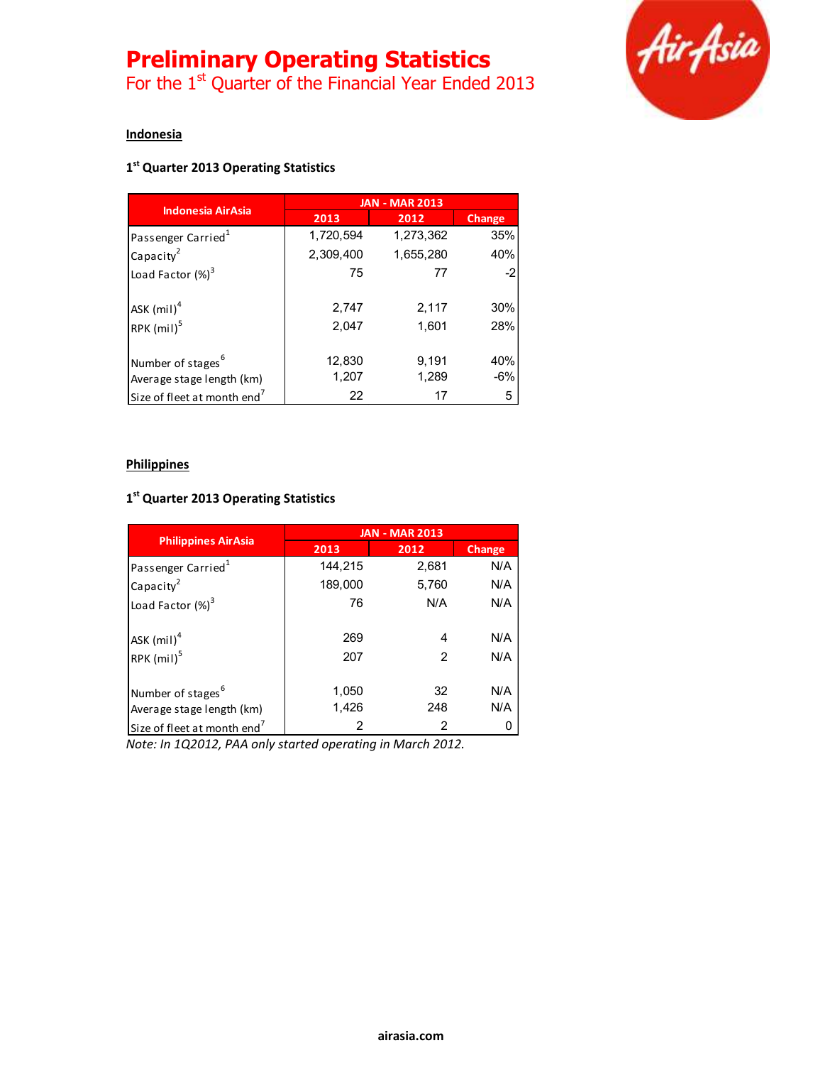# Preliminary Operating Statistics

For the 1st Quarter of the Financial Year Ended 2013

## Indonesia

### 1st Quarter 2013 Operating Statistics

| Indonesia AirAsia | JAN - MAR 2013 | | |
|---|---|---|---|
| | 2013 | 2012 | Change |
| Passenger Carried[1] | 1,720,594 | 1,273,362 | 35% |
| Capacity[2] | 2,309,400 | 1,655,280 | 40% |
| Load Factor (%)[3] | 75 | 77 | -2 |
| ASK (mil)[4] | 2,747 | 2,117 | 30% |
| RPK (mil)[5] | 2,047 | 1,601 | 28% |
| Number of stages[6] | 12,830 | 9,191 | 40% |
| Average stage length (km) | 1,207 | 1,289 | -6% |
| Size of fleet at month end[7] | 22 | 17 | 5 |

## Philippines

### 1st Quarter 2013 Operating Statistics

| Philippines AirAsia | JAN - MAR 2013 | | |
|---|---|---|---|
| | 2013 | 2012 | Change |
| Passenger Carried[1] | 144,215 | 2,681 | N/A |
| Capacity[2] | 189,000 | 5,760 | N/A |
| Load Factor (%)[3] | 76 | N/A | N/A |
| ASK (mil)[4] | 269 | 4 | N/A |
| RPK (mil)[5] | 207 | 2 | N/A |
| Number of stages[6] | 1,050 | 32 | N/A |
| Average stage length (km) | 1,426 | 248 | N/A |
| Size of fleet at month end[7] | 2 | 2 | 0 |

*Note: In 1Q2012, PAA only started operating in March 2012.*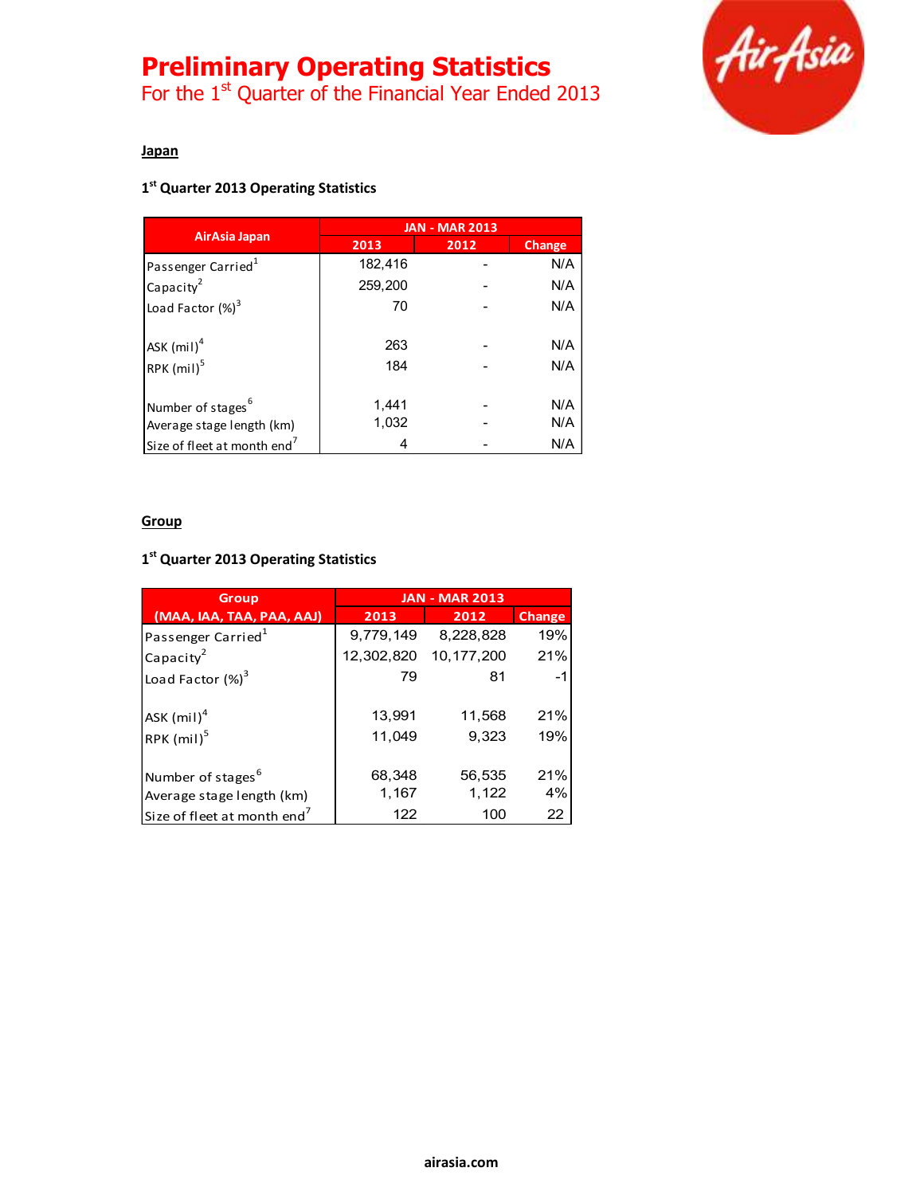# Preliminary Operating Statistics

For the 1st Quarter of the Financial Year Ended 2013

**Japan**

**1st Quarter 2013 Operating Statistics**

| AirAsia Japan | JAN - MAR 2013 | | |
|---|---|---|---|
| | 2013 | 2012 | Change |
| Passenger Carried[1] | 182,416 | - | N/A |
| Capacity[2] | 259,200 | - | N/A |
| Load Factor (%)[3] | 70 | - | N/A |
| ASK (mil)[4] | 263 | - | N/A |
| RPK (mil)[5] | 184 | - | N/A |
| Number of stages[6] | 1,441 | - | N/A |
| Average stage length (km) | 1,032 | - | N/A |
| Size of fleet at month end[7] | 4 | - | N/A |

**Group**

**1st Quarter 2013 Operating Statistics**

| Group (MAA, IAA, TAA, PAA, AAJ) | JAN - MAR 2013 | | |
|---|---|---|---|
| | 2013 | 2012 | Change |
| Passenger Carried[1] | 9,779,149 | 8,228,828 | 19% |
| Capacity[2] | 12,302,820 | 10,177,200 | 21% |
| Load Factor (%)[3] | 79 | 81 | -1 |
| ASK (mil)[4] | 13,991 | 11,568 | 21% |
| RPK (mil)[5] | 11,049 | 9,323 | 19% |
| Number of stages[6] | 68,348 | 56,535 | 21% |
| Average stage length (km) | 1,167 | 1,122 | 4% |
| Size of fleet at month end[7] | 122 | 100 | 22 |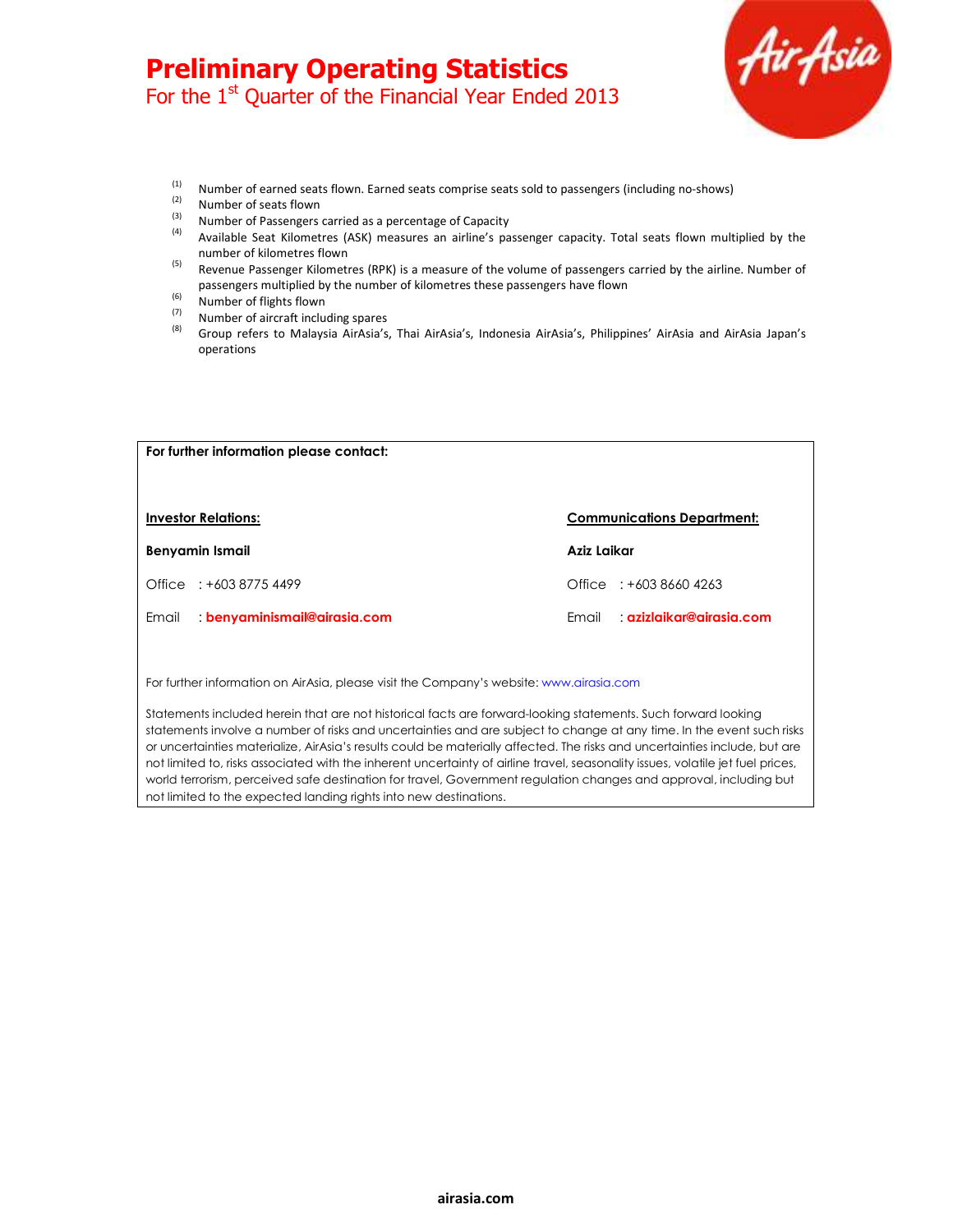# Preliminary Operating Statistics

For the 1st Quarter of the Financial Year Ended 2013

[1] Number of earned seats flown. Earned seats comprise seats sold to passengers (including no-shows)

[2] Number of seats flown

[3] Number of Passengers carried as a percentage of Capacity

[4] Available Seat Kilometres (ASK) measures an airline's passenger capacity. Total seats flown multiplied by the number of kilometres flown

[5] Revenue Passenger Kilometres (RPK) is a measure of the volume of passengers carried by the airline. Number of passengers multiplied by the number of kilometres these passengers have flown

[6] Number of flights flown

[7] Number of aircraft including spares

[8] Group refers to Malaysia AirAsia's, Thai AirAsia's, Indonesia AirAsia's, Philippines' AirAsia and AirAsia Japan's operations

**For further information please contact:**

**Investor Relations:**

**Benyamin Ismail**

Office : +603 8775 4499

Email : **benyaminismail@airasia.com**

**Communications Department:**

**Aziz Laikar**

Office : +603 8660 4263

Email : **azizlaikar@airasia.com**

For further information on AirAsia, please visit the Company's website: www.airasia.com

Statements included herein that are not historical facts are forward-looking statements. Such forward looking statements involve a number of risks and uncertainties and are subject to change at any time. In the event such risks or uncertainties materialize, AirAsia's results could be materially affected. The risks and uncertainties include, but are not limited to, risks associated with the inherent uncertainty of airline travel, seasonality issues, volatile jet fuel prices, world terrorism, perceived safe destination for travel, Government regulation changes and approval, including but not limited to the expected landing rights into new destinations.